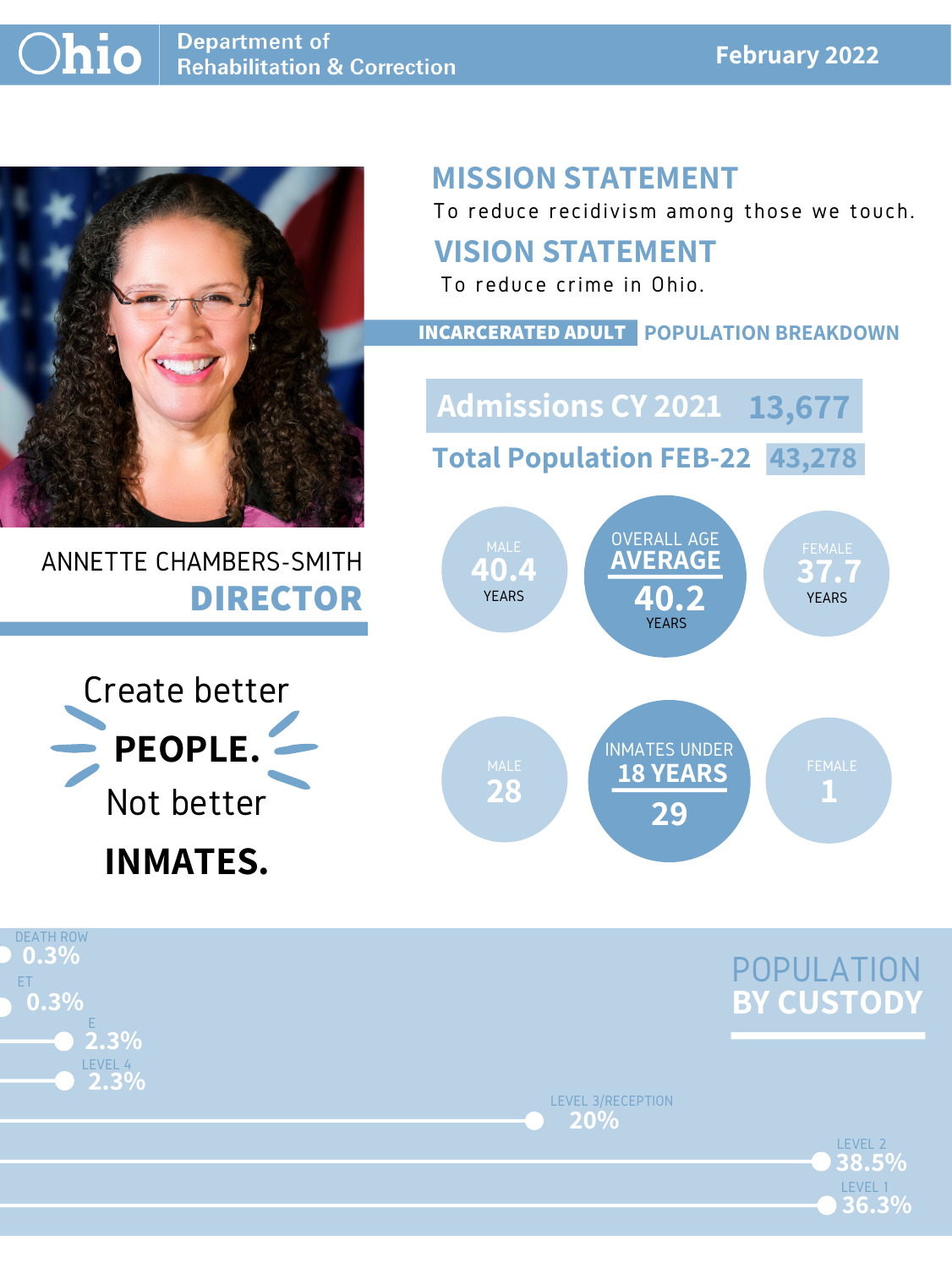# Ohio Department of Rehabilitation & Correction

**February 2022**

ANNETTE CHAMBERS-SMITH

**DIRECTOR**

## MISSION STATEMENT

To reduce recidivism among those we touch.

## VISION STATEMENT

To reduce crime in Ohio.

## INCARCERATED ADULT POPULATION BREAKDOWN

**Admissions CY 2021** 13,677

**Total Population FEB-22** 43,278

| MALE | OVERALL AGE AVERAGE | FEMALE |
|---|---|---|
| 40.4 YEARS | 40.2 YEARS | 37.7 YEARS |

| MALE | INMATES UNDER 18 YEARS | FEMALE |
|---|---|---|
| 28 | 29 | 1 |

Create better **PEOPLE.** Not better **INMATES.**

## POPULATION BY CUSTODY

| Custody | Percent |
|---|---|
| DEATH ROW | 0.3% |
| ET | 0.3% |
| E | 2.3% |
| LEVEL 4 | 2.3% |
| LEVEL 3/RECEPTION | 20% |
| LEVEL 2 | 38.5% |
| LEVEL 1 | 36.3% |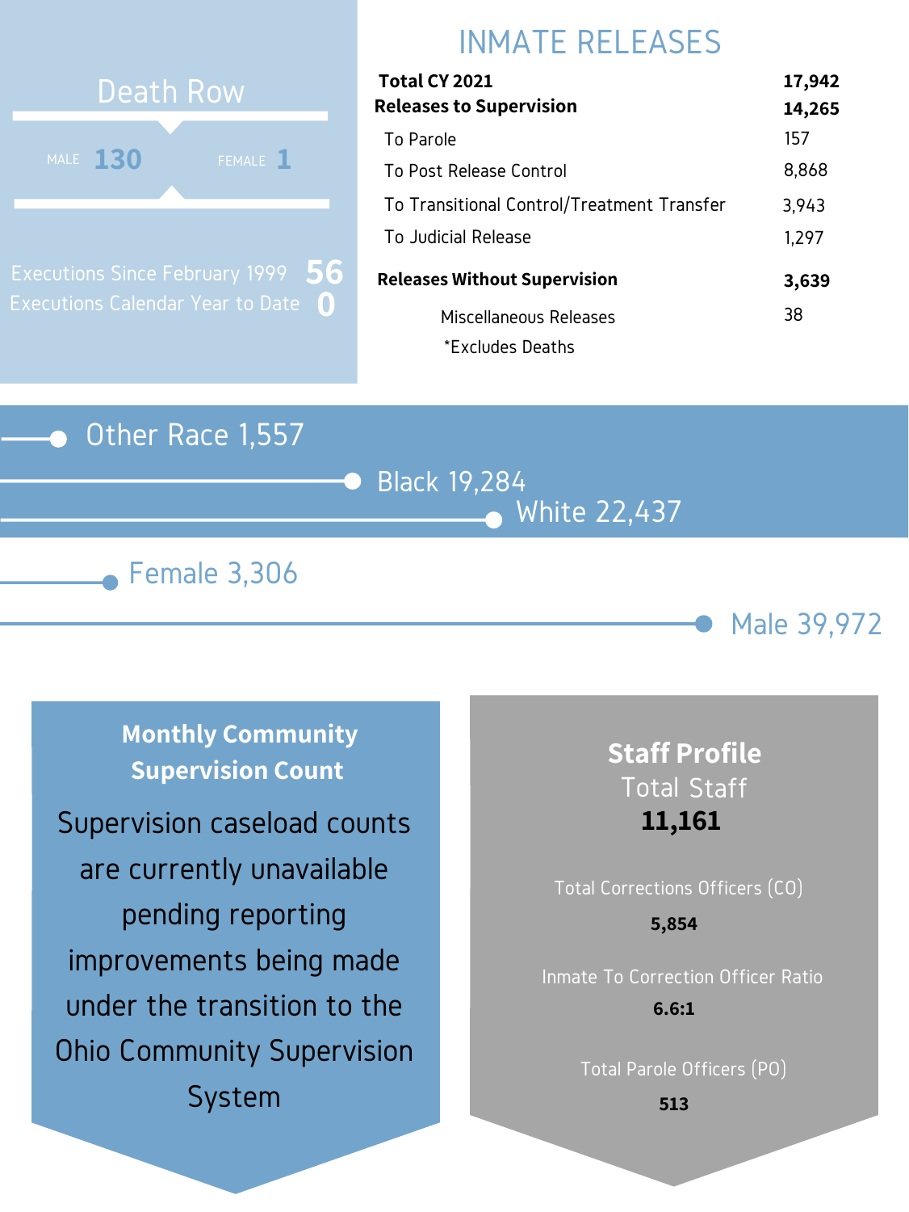## Death Row

| MALE | FEMALE |
| --- | --- |
| 130 | 1 |

Executions Since February 1999 **56**

Executions Calendar Year to Date **0**

## INMATE RELEASES

| | |
| --- | --- |
| **Total CY 2021** | **17,942** |
| **Releases to Supervision** | **14,265** |
| To Parole | 157 |
| To Post Release Control | 8,868 |
| To Transitional Control/Treatment Transfer | 3,943 |
| To Judicial Release | 1,297 |
| **Releases Without Supervision** | **3,639** |
| Miscellaneous Releases | 38 |

*Excludes Deaths

Other Race 1,557

Black 19,284

White 22,437

Female 3,306

Male 39,972

### Monthly Community Supervision Count

Supervision caseload counts are currently unavailable pending reporting improvements being made under the transition to the Ohio Community Supervision System

### Staff Profile

Total Staff

**11,161**

Total Corrections Officers (CO)

**5,854**

Inmate To Correction Officer Ratio

**6.6:1**

Total Parole Officers (PO)

**513**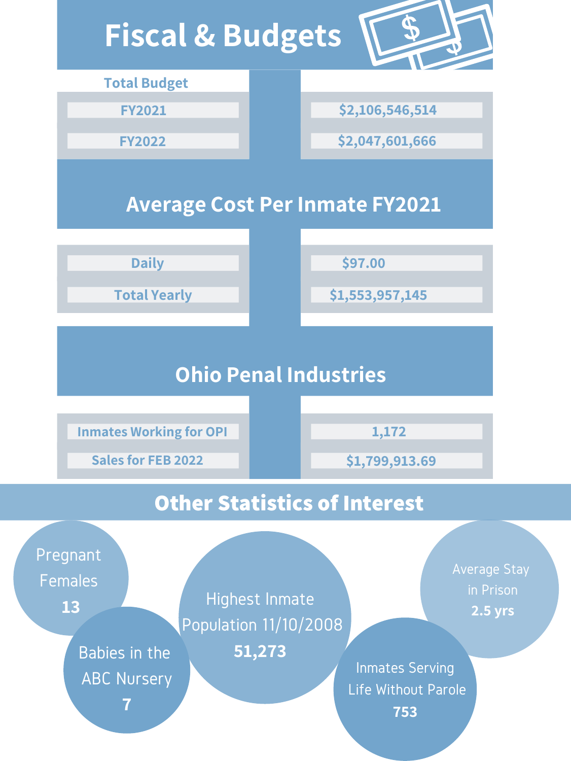# Fiscal & Budgets

## Total Budget

| | |
|---|---|
| FY2021 | $2,106,546,514 |
| FY2022 | $2,047,601,666 |

## Average Cost Per Inmate FY2021

| | |
|---|---|
| Daily | $97.00 |
| Total Yearly | $1,553,957,145 |

## Ohio Penal Industries

| | |
|---|---|
| Inmates Working for OPI | 1,172 |
| Sales for FEB 2022 | $1,799,913.69 |

## Other Statistics of Interest

Pregnant Females
**13**

Babies in the ABC Nursery
**7**

Highest Inmate Population 11/10/2008
**51,273**

Inmates Serving Life Without Parole
**753**

Average Stay in Prison
**2.5 yrs**